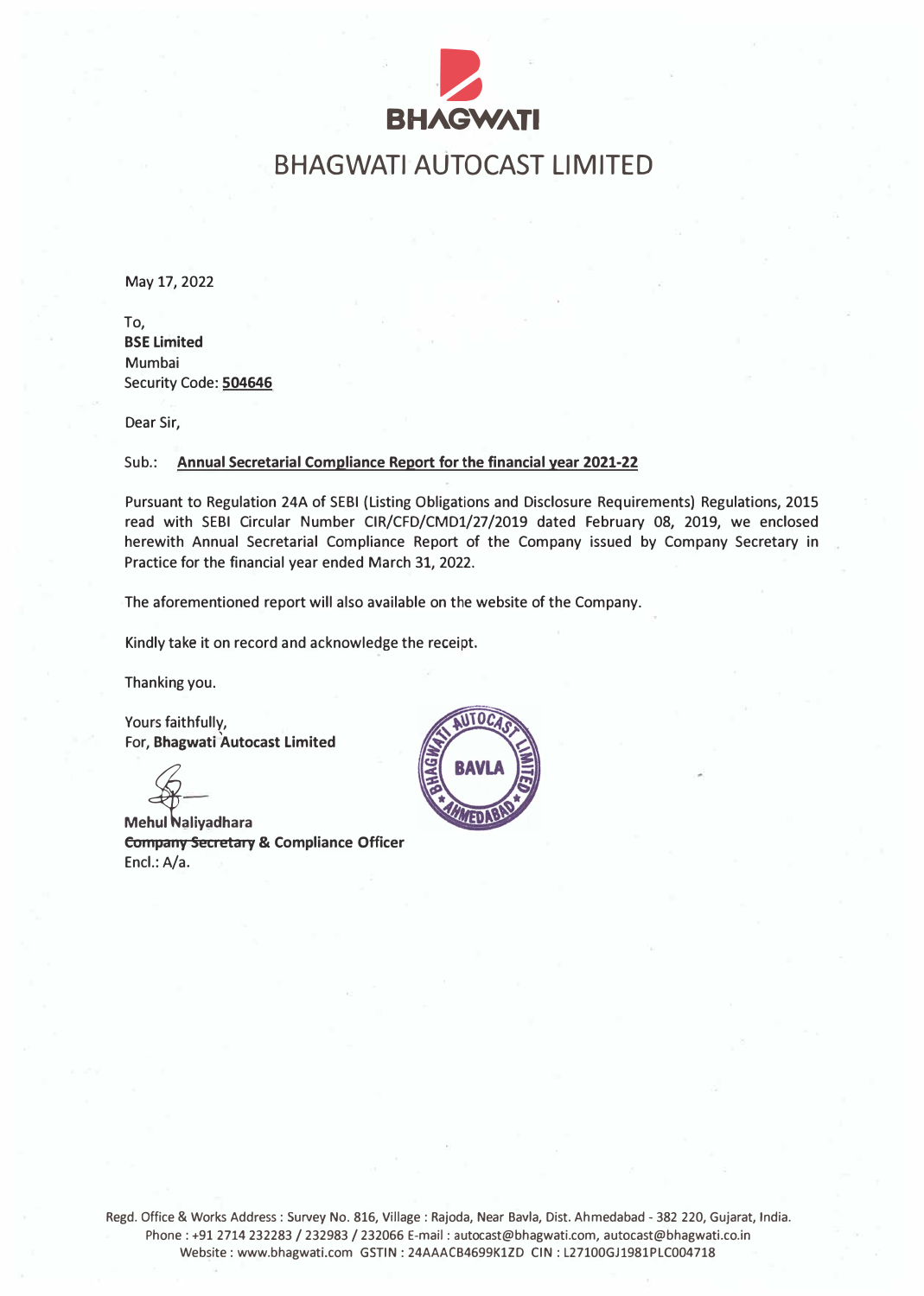# BHAGWATI AUTOCAST LIMITED

May 17, 2022

To,
**BSE Limited**
Mumbai
Security Code: **504646**

Dear Sir,

Sub.: **Annual Secretarial Compliance Report for the financial year 2021-22**

Pursuant to Regulation 24A of SEBI (Listing Obligations and Disclosure Requirements) Regulations, 2015 read with SEBI Circular Number CIR/CFD/CMD1/27/2019 dated February 08, 2019, we enclosed herewith Annual Secretarial Compliance Report of the Company issued by Company Secretary in Practice for the financial year ended March 31, 2022.

The aforementioned report will also available on the website of the Company.

Kindly take it on record and acknowledge the receipt.

Thanking you.

Yours faithfully,
For, **Bhagwati Autocast Limited**

**Mehul Naliyadhara**
**~~Company Secretary~~ & Compliance Officer**
Encl.: A/a.

Regd. Office & Works Address : Survey No. 816, Village : Rajoda, Near Bavla, Dist. Ahmedabad - 382 220, Gujarat, India.
Phone : +91 2714 232283 / 232983 / 232066 E-mail : autocast@bhagwati.com, autocast@bhagwati.co.in
Website : www.bhagwati.com GSTIN : 24AAACB4699K1ZD CIN : L27100GJ1981PLC004718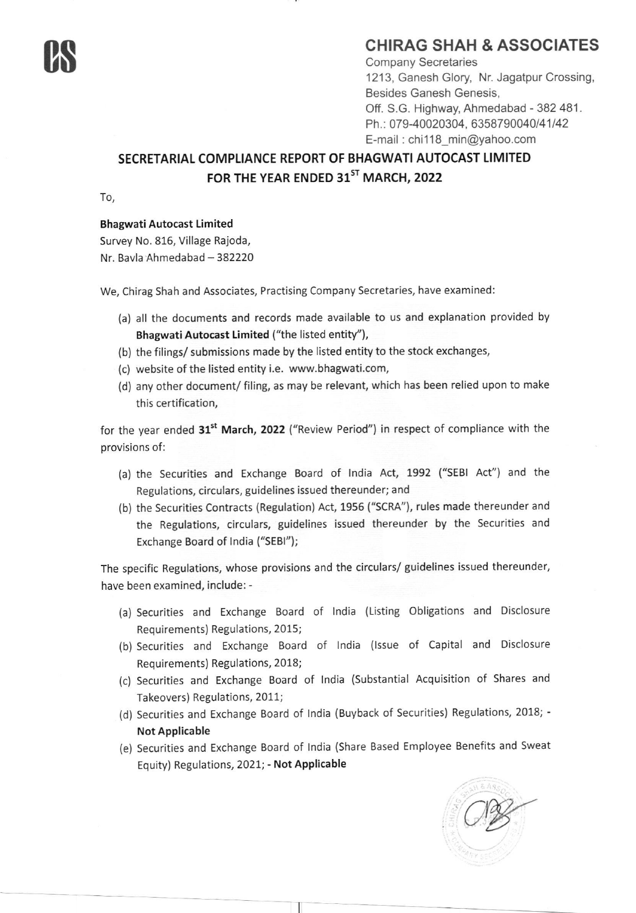# CHIRAG SHAH & ASSOCIATES

Company Secretaries
1213, Ganesh Glory, Nr. Jagatpur Crossing,
Besides Ganesh Genesis,
Off. S.G. Highway, Ahmedabad - 382 481.
Ph.: 079-40020304, 6358790040/41/42
E-mail : chi118_min@yahoo.com

## SECRETARIAL COMPLIANCE REPORT OF BHAGWATI AUTOCAST LIMITED FOR THE YEAR ENDED 31ST MARCH, 2022

To,

**Bhagwati Autocast Limited**
Survey No. 816, Village Rajoda,
Nr. Bavla Ahmedabad – 382220

We, Chirag Shah and Associates, Practising Company Secretaries, have examined:

(a) all the documents and records made available to us and explanation provided by **Bhagwati Autocast Limited** ("the listed entity"),

(b) the filings/ submissions made by the listed entity to the stock exchanges,

(c) website of the listed entity i.e. www.bhagwati.com,

(d) any other document/ filing, as may be relevant, which has been relied upon to make this certification,

for the year ended **31st March, 2022** ("Review Period") in respect of compliance with the provisions of:

(a) the Securities and Exchange Board of India Act, 1992 ("SEBI Act") and the Regulations, circulars, guidelines issued thereunder; and

(b) the Securities Contracts (Regulation) Act, 1956 ("SCRA"), rules made thereunder and the Regulations, circulars, guidelines issued thereunder by the Securities and Exchange Board of India ("SEBI");

The specific Regulations, whose provisions and the circulars/ guidelines issued thereunder, have been examined, include: -

(a) Securities and Exchange Board of India (Listing Obligations and Disclosure Requirements) Regulations, 2015;

(b) Securities and Exchange Board of India (Issue of Capital and Disclosure Requirements) Regulations, 2018;

(c) Securities and Exchange Board of India (Substantial Acquisition of Shares and Takeovers) Regulations, 2011;

(d) Securities and Exchange Board of India (Buyback of Securities) Regulations, 2018; - **Not Applicable**

(e) Securities and Exchange Board of India (Share Based Employee Benefits and Sweat Equity) Regulations, 2021; - **Not Applicable**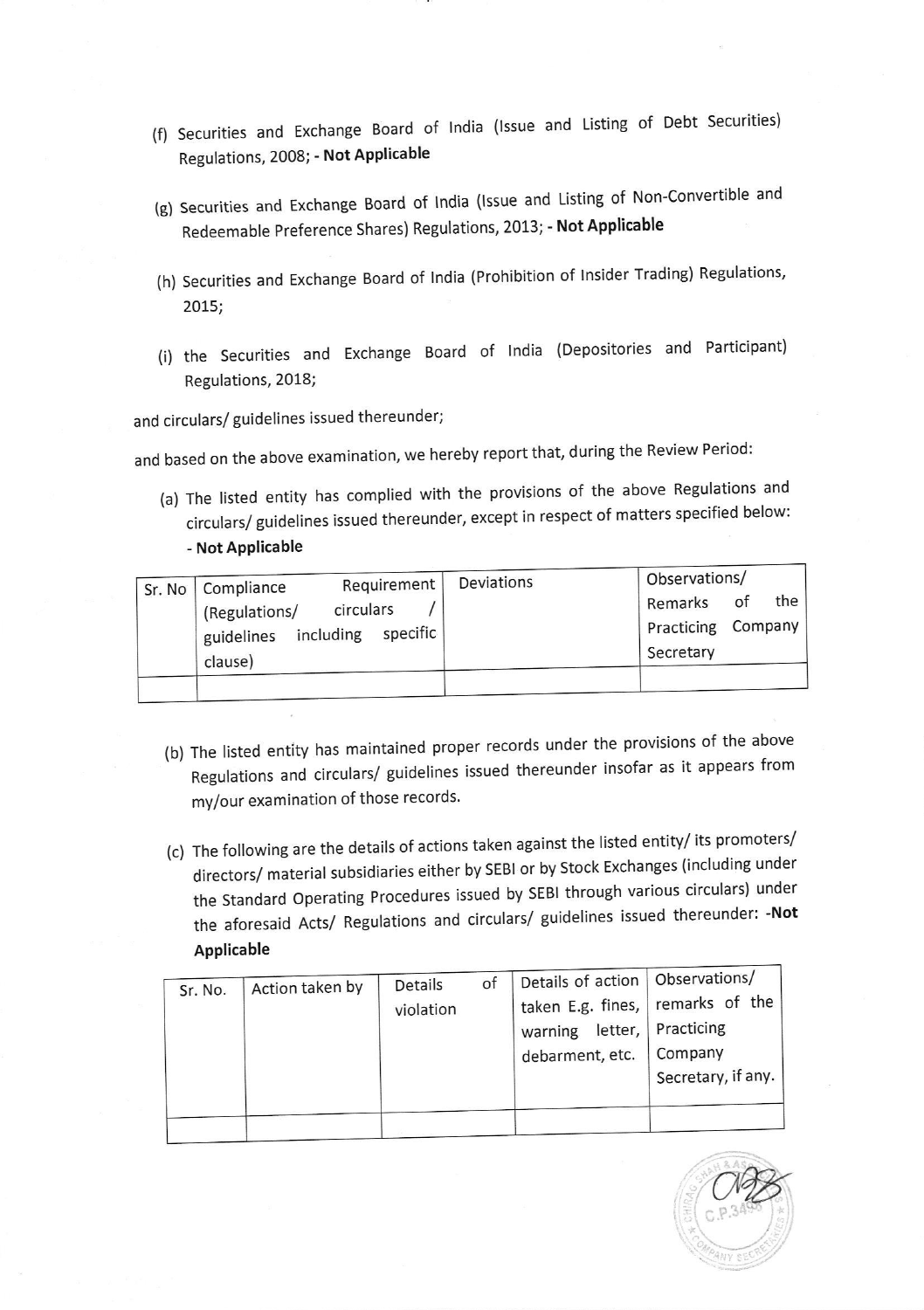(f) Securities and Exchange Board of India (Issue and Listing of Debt Securities) Regulations, 2008; **- Not Applicable**

(g) Securities and Exchange Board of India (Issue and Listing of Non-Convertible and Redeemable Preference Shares) Regulations, 2013; **- Not Applicable**

(h) Securities and Exchange Board of India (Prohibition of Insider Trading) Regulations, 2015;

(i) the Securities and Exchange Board of India (Depositories and Participant) Regulations, 2018;

and circulars/ guidelines issued thereunder;

and based on the above examination, we hereby report that, during the Review Period:

(a) The listed entity has complied with the provisions of the above Regulations and circulars/ guidelines issued thereunder, except in respect of matters specified below: **- Not Applicable**

| Sr. No | Compliance Requirement (Regulations/ circulars / guidelines including specific clause) | Deviations | Observations/ Remarks of the Practicing Company Secretary |
|---|---|---|---|
| | | | |

(b) The listed entity has maintained proper records under the provisions of the above Regulations and circulars/ guidelines issued thereunder insofar as it appears from my/our examination of those records.

(c) The following are the details of actions taken against the listed entity/ its promoters/ directors/ material subsidiaries either by SEBI or by Stock Exchanges (including under the Standard Operating Procedures issued by SEBI through various circulars) under the aforesaid Acts/ Regulations and circulars/ guidelines issued thereunder: **-Not Applicable**

| Sr. No. | Action taken by | Details of violation | Details of action taken E.g. fines, warning letter, debarment, etc. | Observations/ remarks of the Practicing Company Secretary, if any. |
|---|---|---|---|---|
| | | | | |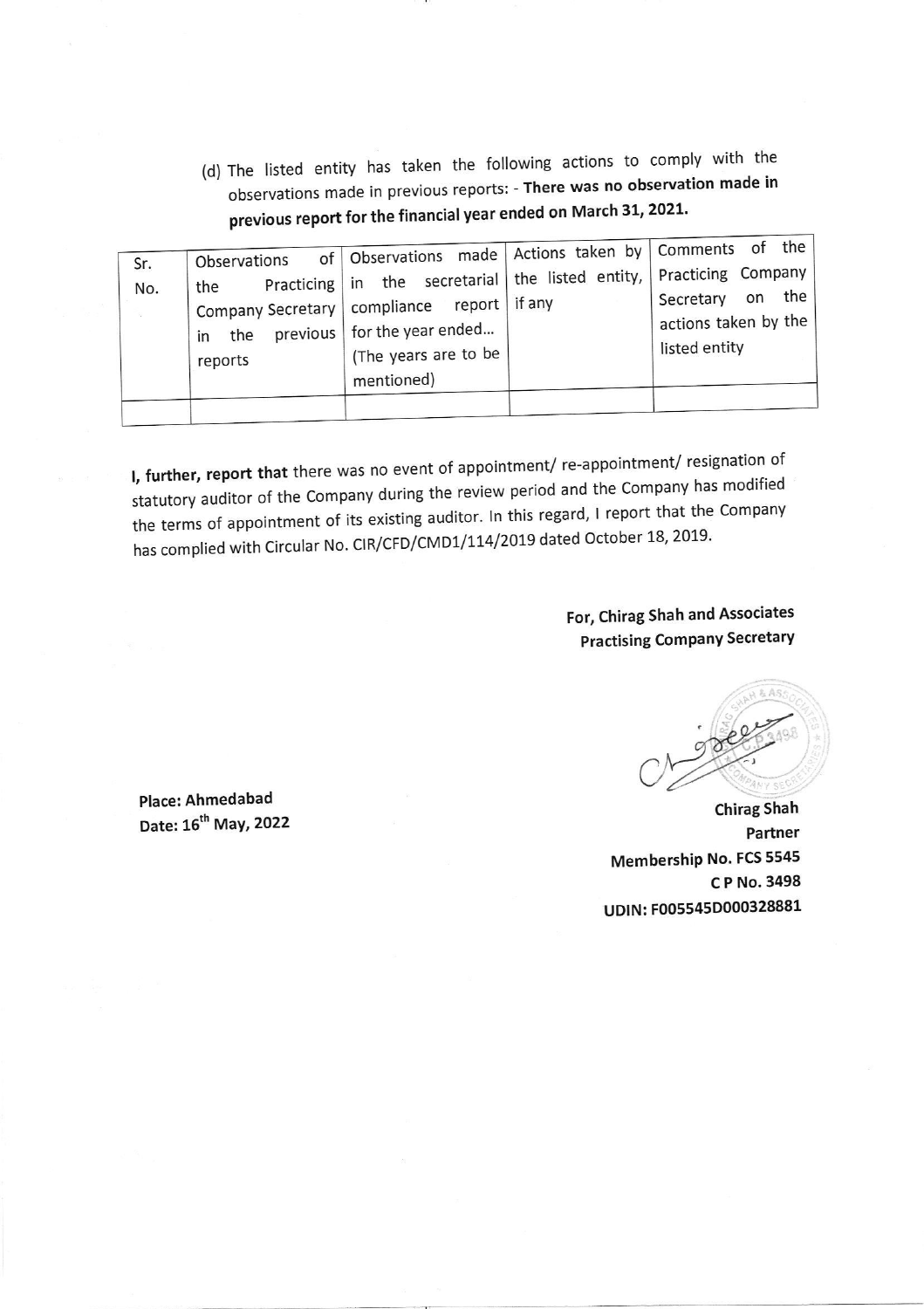(d) The listed entity has taken the following actions to comply with the observations made in previous reports: - **There was no observation made in previous report for the financial year ended on March 31, 2021.**

| Sr. No. | Observations of the Practicing Company Secretary in the previous reports | Observations made in the secretarial compliance report for the year ended... (The years are to be mentioned) | Actions taken by the listed entity, if any | Comments of the Practicing Company Secretary on the actions taken by the listed entity |
|---|---|---|---|---|
| | | | | |

**I, further, report that** there was no event of appointment/ re-appointment/ resignation of statutory auditor of the Company during the review period and the Company has modified the terms of appointment of its existing auditor. In this regard, I report that the Company has complied with Circular No. CIR/CFD/CMD1/114/2019 dated October 18, 2019.

**For, Chirag Shah and Associates**
**Practising Company Secretary**

**Chirag Shah**
**Partner**
**Membership No. FCS 5545**
**C P No. 3498**
**UDIN: F005545D000328881**

**Place: Ahmedabad**
**Date: 16th May, 2022**